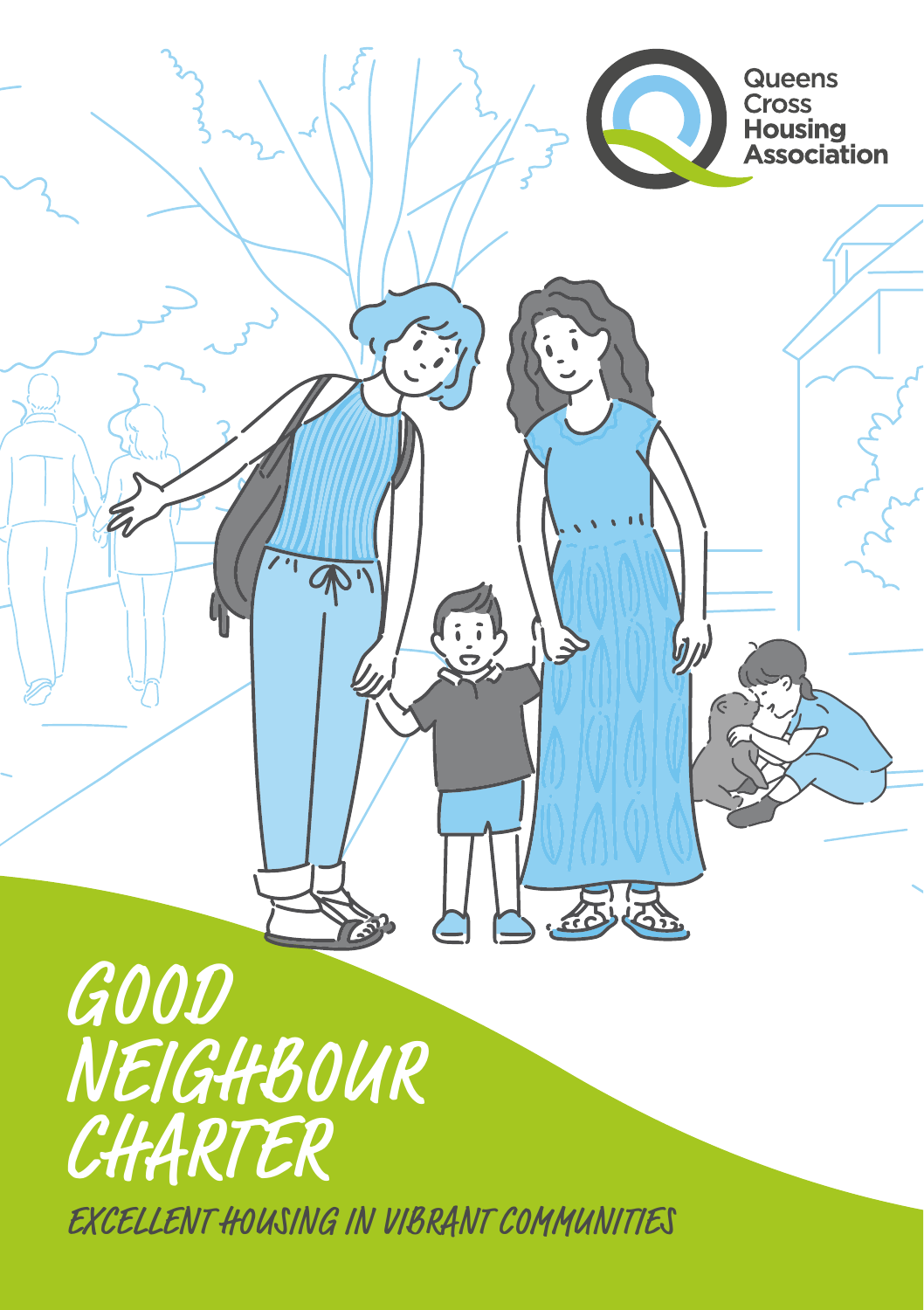Queens Cross Housing Association

# GOOD NEIGHBOUR CHARTER

EXCELLENT HOUSING IN VIBRANT COMMUNITIES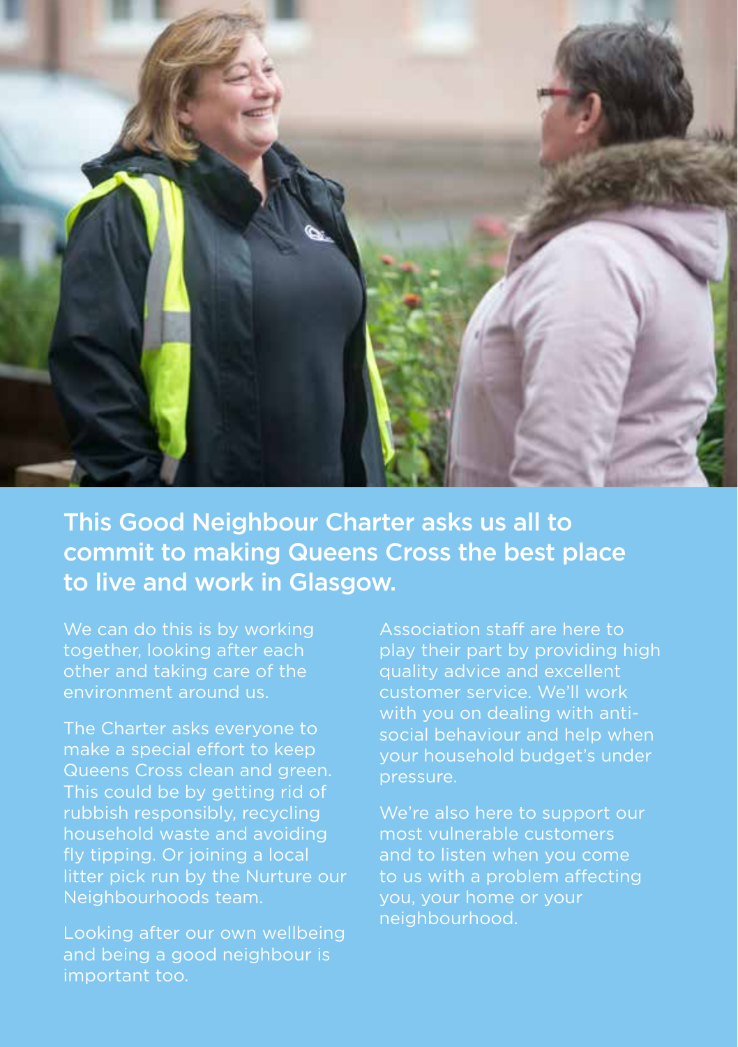## This Good Neighbour Charter asks us all to commit to making Queens Cross the best place to live and work in Glasgow.

We can do this is by working together, looking after each other and taking care of the environment around us.

The Charter asks everyone to make a special effort to keep Queens Cross clean and green. This could be by getting rid of rubbish responsibly, recycling household waste and avoiding fly tipping. Or joining a local litter pick run by the Nurture our Neighbourhoods team.

Looking after our own wellbeing and being a good neighbour is important too.

Association staff are here to play their part by providing high quality advice and excellent customer service. We'll work with you on dealing with anti-social behaviour and help when your household budget's under pressure.

We're also here to support our most vulnerable customers and to listen when you come to us with a problem affecting you, your home or your neighbourhood.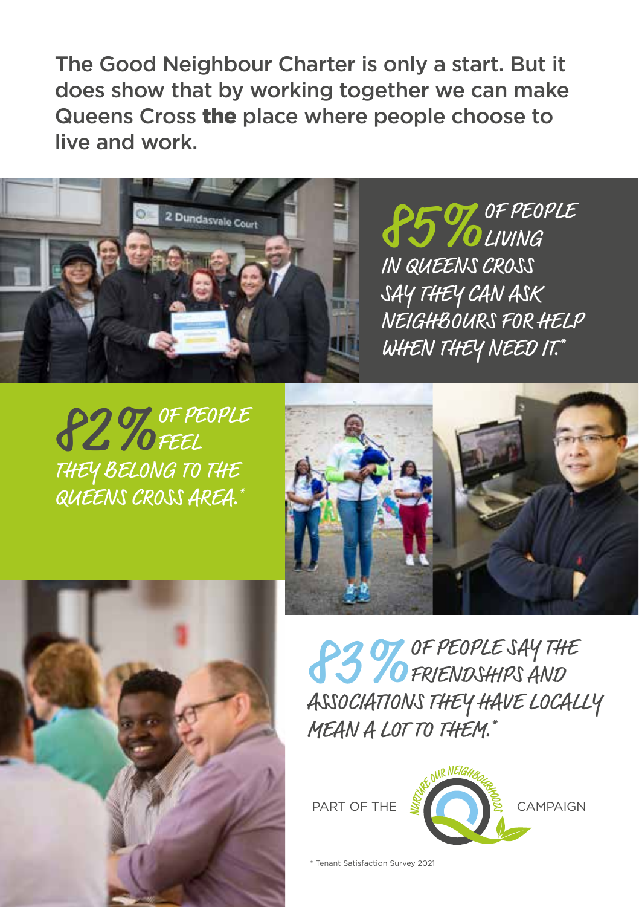The Good Neighbour Charter is only a start. But it does show that by working together we can make Queens Cross **the** place where people choose to live and work.

**85%** OF PEOPLE LIVING IN QUEENS CROSS SAY THEY CAN ASK NEIGHBOURS FOR HELP WHEN THEY NEED IT.*

**82%** OF PEOPLE FEEL THEY BELONG TO THE QUEENS CROSS AREA.*

**83%** OF PEOPLE SAY THE FRIENDSHIPS AND ASSOCIATIONS THEY HAVE LOCALLY MEAN A LOT TO THEM.*

PART OF THE NURTURE OUR NEIGHBOURHOODS CAMPAIGN

\* Tenant Satisfaction Survey 2021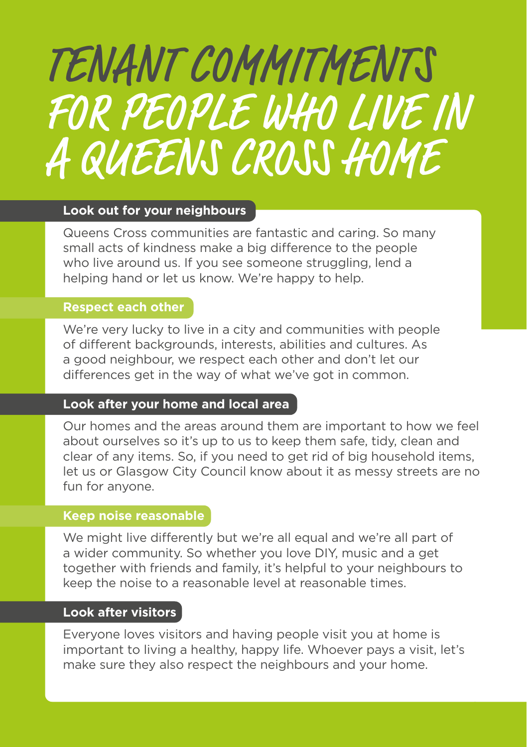# TENANT COMMITMENTS FOR PEOPLE WHO LIVE IN A QUEENS CROSS HOME

## Look out for your neighbours

Queens Cross communities are fantastic and caring. So many small acts of kindness make a big difference to the people who live around us. If you see someone struggling, lend a helping hand or let us know. We're happy to help.

## Respect each other

We're very lucky to live in a city and communities with people of different backgrounds, interests, abilities and cultures. As a good neighbour, we respect each other and don't let our differences get in the way of what we've got in common.

## Look after your home and local area

Our homes and the areas around them are important to how we feel about ourselves so it's up to us to keep them safe, tidy, clean and clear of any items. So, if you need to get rid of big household items, let us or Glasgow City Council know about it as messy streets are no fun for anyone.

## Keep noise reasonable

We might live differently but we're all equal and we're all part of a wider community. So whether you love DIY, music and a get together with friends and family, it's helpful to your neighbours to keep the noise to a reasonable level at reasonable times.

## Look after visitors

Everyone loves visitors and having people visit you at home is important to living a healthy, happy life. Whoever pays a visit, let's make sure they also respect the neighbours and your home.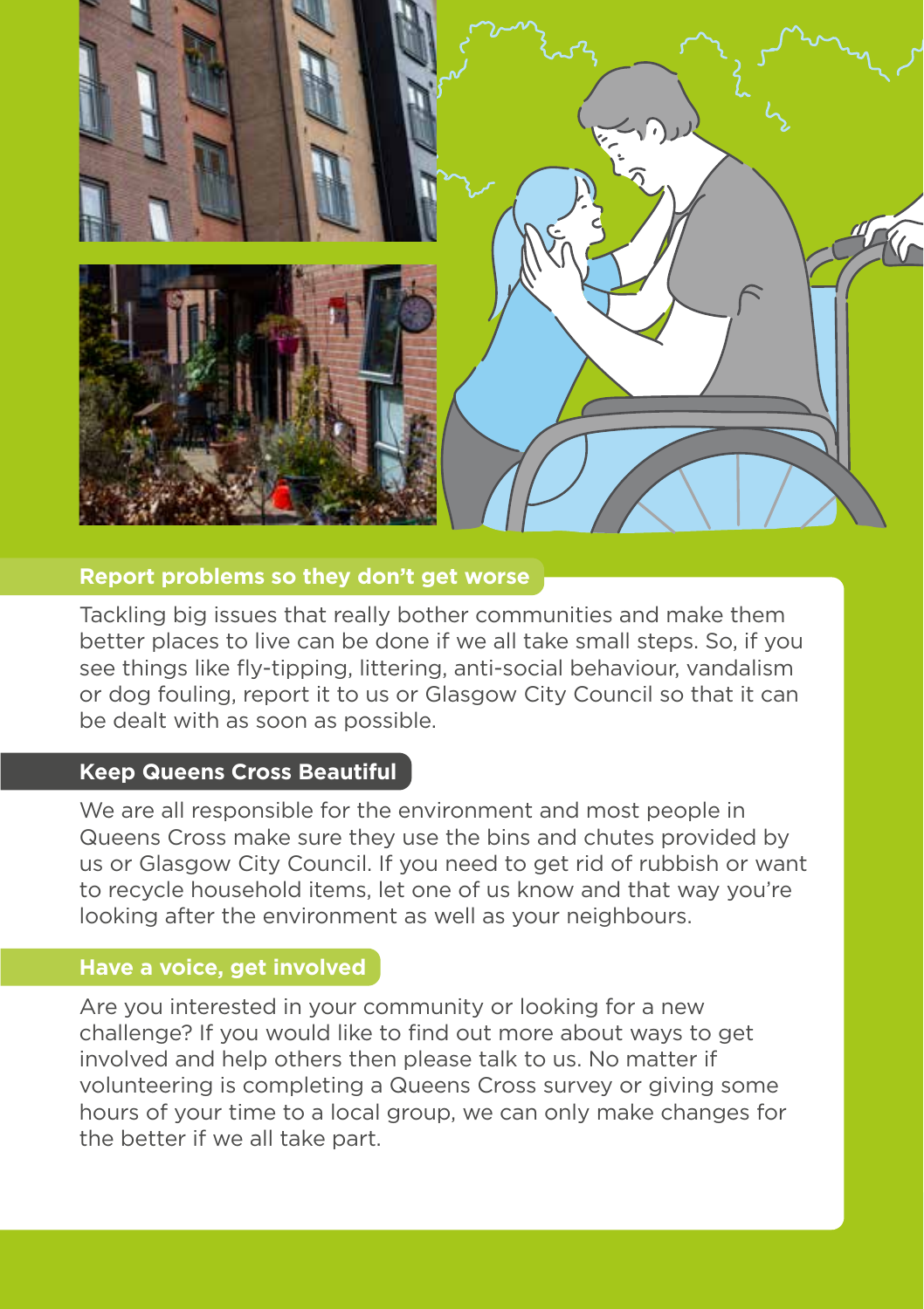## Report problems so they don't get worse

Tackling big issues that really bother communities and make them better places to live can be done if we all take small steps. So, if you see things like fly-tipping, littering, anti-social behaviour, vandalism or dog fouling, report it to us or Glasgow City Council so that it can be dealt with as soon as possible.

## Keep Queens Cross Beautiful

We are all responsible for the environment and most people in Queens Cross make sure they use the bins and chutes provided by us or Glasgow City Council. If you need to get rid of rubbish or want to recycle household items, let one of us know and that way you're looking after the environment as well as your neighbours.

## Have a voice, get involved

Are you interested in your community or looking for a new challenge? If you would like to find out more about ways to get involved and help others then please talk to us. No matter if volunteering is completing a Queens Cross survey or giving some hours of your time to a local group, we can only make changes for the better if we all take part.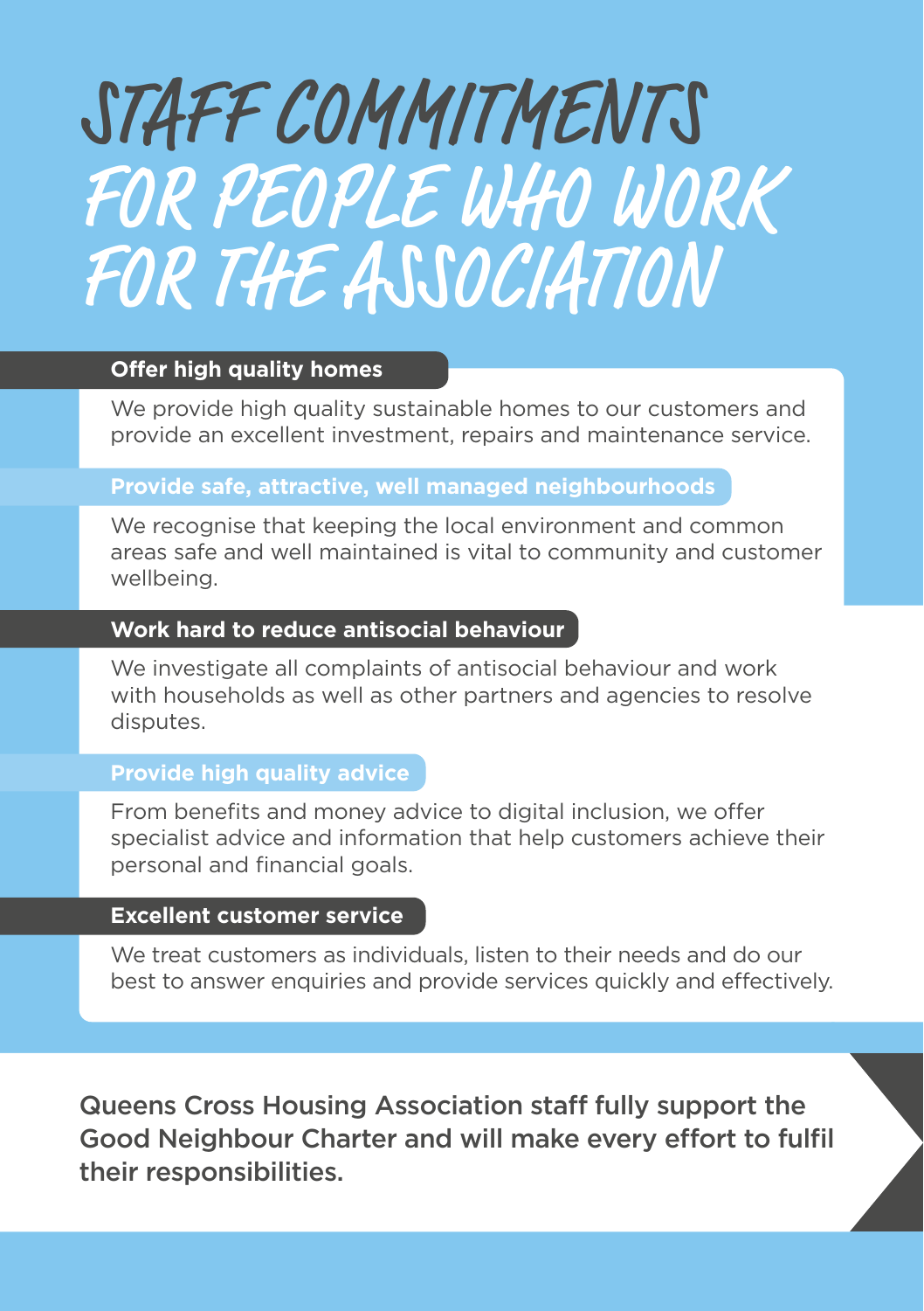# STAFF COMMITMENTS FOR PEOPLE WHO WORK FOR THE ASSOCIATION

### Offer high quality homes

We provide high quality sustainable homes to our customers and provide an excellent investment, repairs and maintenance service.

### Provide safe, attractive, well managed neighbourhoods

We recognise that keeping the local environment and common areas safe and well maintained is vital to community and customer wellbeing.

### Work hard to reduce antisocial behaviour

We investigate all complaints of antisocial behaviour and work with households as well as other partners and agencies to resolve disputes.

### Provide high quality advice

From benefits and money advice to digital inclusion, we offer specialist advice and information that help customers achieve their personal and financial goals.

### Excellent customer service

We treat customers as individuals, listen to their needs and do our best to answer enquiries and provide services quickly and effectively.

**Queens Cross Housing Association staff fully support the Good Neighbour Charter and will make every effort to fulfil their responsibilities.**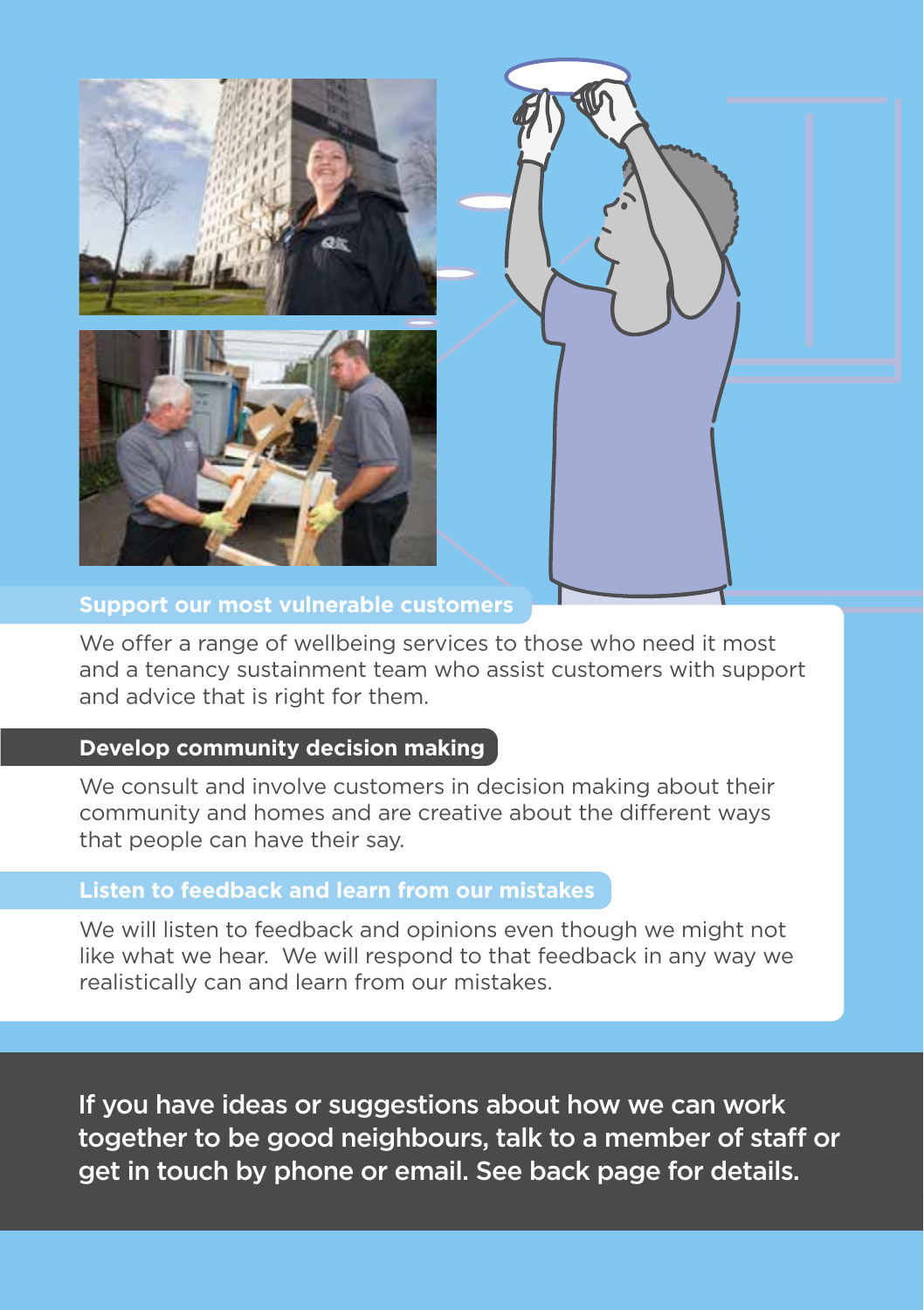## Support our most vulnerable customers

We offer a range of wellbeing services to those who need it most and a tenancy sustainment team who assist customers with support and advice that is right for them.

## Develop community decision making

We consult and involve customers in decision making about their community and homes and are creative about the different ways that people can have their say.

## Listen to feedback and learn from our mistakes

We will listen to feedback and opinions even though we might not like what we hear. We will respond to that feedback in any way we realistically can and learn from our mistakes.

**If you have ideas or suggestions about how we can work together to be good neighbours, talk to a member of staff or get in touch by phone or email. See back page for details.**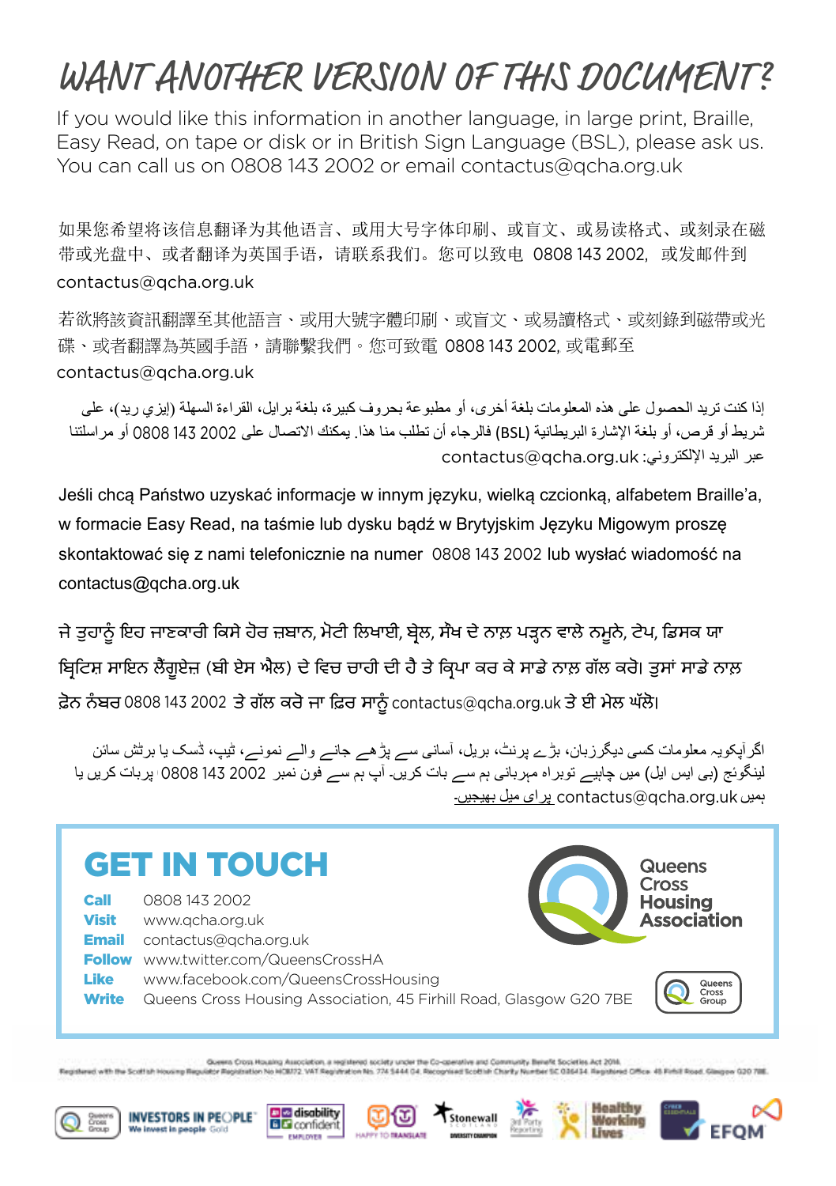# WANT ANOTHER VERSION OF THIS DOCUMENT?

If you would like this information in another language, in large print, Braille, Easy Read, on tape or disk or in British Sign Language (BSL), please ask us. You can call us on 0808 143 2002 or email contactus@qcha.org.uk

如果您希望将该信息翻译为其他语言、或用大号字体印刷、或盲文、或易读格式、或刻录在磁带或光盘中、或者翻译为英国手语，请联系我们。您可以致电 0808 143 2002, 或发邮件到 contactus@qcha.org.uk

若欲將該資訊翻譯至其他語言、或用大號字體印刷、或盲文、或易讀格式、或刻錄到磁帶或光碟、或者翻譯為英國手語，請聯繫我們。您可致電 0808 143 2002, 或電郵至 contactus@qcha.org.uk

إذا كنت تريد الحصول على هذه المعلومات بلغة أخرى، أو مطبوعة بحروف كبيرة، بلغة برايل، القراءة السهلة (إيزي ريد)، على شريط أو قرص، أو بلغة الإشارة البريطانية (BSL) فالرجاء أن تطلب منا هذا. يمكنك الاتصال على 0808 143 2002 أو مراسلتنا عبر البريد الإلكتروني: contactus@qcha.org.uk

Jeśli chcą Państwo uzyskać informacje w innym języku, wielką czcionką, alfabetem Braille'a, w formacie Easy Read, na taśmie lub dysku bądź w Brytyjskim Języku Migowym proszę skontaktować się z nami telefonicznie na numer 0808 143 2002 lub wysłać wiadomość na contactus@qcha.org.uk

ਜੇ ਤੁਹਾਨੂੰ ਇਹ ਜਾਣਕਾਰੀ ਕਿਸੇ ਹੋਰ ਜ਼ਬਾਨ, ਮੋਟੀ ਲਿਖਾਈ, ਬ੍ਰੇਲ, ਸੌਖ ਦੇ ਨਾਲ ਪੜ੍ਹਨ ਵਾਲੇ ਨਮੂਨੇ, ਟੇਪ, ਡਿਸਕ ਯਾ ਬ੍ਰਿਟਿਸ਼ ਸਾਇਨ ਲੈਂਗੁਏਜ (ਬੀ ਏਸ ਐਲ) ਦੇ ਵਿਚ ਚਾਹੀ ਦੀ ਹੈ ਤੇ ਕ੍ਰਿਪਾ ਕਰ ਕੇ ਸਾਡੇ ਨਾਲ ਗੱਲ ਕਰੋ। ਤੁਸਾਂ ਸਾਡੇ ਨਾਲ ਫ਼ੋਨ ਨੰਬਰ 0808 143 2002 ਤੇ ਗੱਲ ਕਰੋ ਜਾ ਫ਼ਿਰ ਸਾਨੂੰ contactus@qcha.org.uk ਤੇ ਈ ਮੇਲ ਘੱਲੋ।

اگرآپکویہ معلومات کسی دیگرزبان، بڑے پرنٹ، بریل، آسانی سے پڑھے جانے والے نمونے، ٹیپ، ڈسک یا برٹش سائن لینگوئج (بی ایس ایل) میں چاہیے توبراہ مہربانی ہم سے بات کریں۔ آپ ہم سے فون نمبر 0808 143 2002 پربات کریں یا ہمیں contactus@qcha.org.uk پرای میل بھیجیں۔

## GET IN TOUCH

**Call** 0808 143 2002
**Visit** www.qcha.org.uk
**Email** contactus@qcha.org.uk
**Follow** www.twitter.com/QueensCrossHA
**Like** www.facebook.com/QueensCrossHousing
**Write** Queens Cross Housing Association, 45 Firhill Road, Glasgow G20 7BE

Queens Cross Housing Association

Queens Cross Group

Queens Cross Housing Association, a registered society under the Co-operative and Community Benefit Societies Act 2014. Registered with the Scottish Housing Regulator Registration No HCB172. VAT Registration No. 774 5444 04. Recognised Scottish Charity Number SC 036434. Registered Office: 45 Firhill Road, Glasgow G20 7BE.